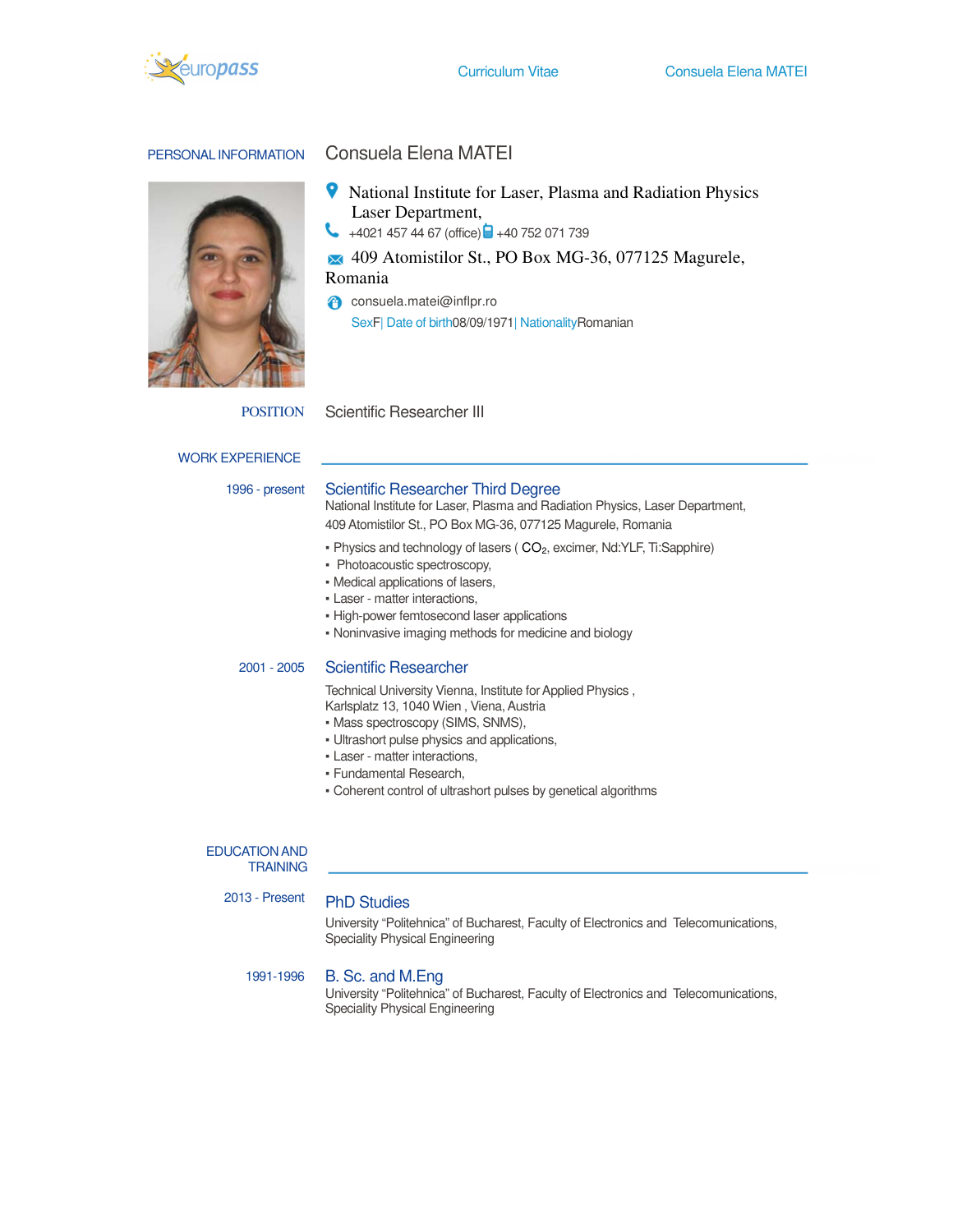# Consuela Elena MATEI

## PERSONAL INFORMATION

National Institute for Laser, Plasma and Radiation Physics
Laser Department,

+4021 457 44 67 (office) +40 752 071 739

409 Atomistilor St., PO Box MG-36, 077125 Magurele, Romania

consuela.matei@inflpr.ro

Sex F | Date of birth 08/09/1971 | Nationality Romanian

**POSITION** Scientific Researcher III

## WORK EXPERIENCE

**1996 - present**

### Scientific Researcher Third Degree

National Institute for Laser, Plasma and Radiation Physics, Laser Department,
409 Atomistilor St., PO Box MG-36, 077125 Magurele, Romania

- Physics and technology of lasers ( $CO_2$, excimer, Nd:YLF, Ti:Sapphire)
- Photoacoustic spectroscopy,
- Medical applications of lasers,
- Laser - matter interactions,
- High-power femtosecond laser applications
- Noninvasive imaging methods for medicine and biology

**2001 - 2005**

### Scientific Researcher

Technical University Vienna, Institute for Applied Physics ,
Karlsplatz 13, 1040 Wien , Viena, Austria

- Mass spectroscopy (SIMS, SNMS),
- Ultrashort pulse physics and applications,
- Laser - matter interactions,
- Fundamental Research,
- Coherent control of ultrashort pulses by genetical algorithms

## EDUCATION AND TRAINING

**2013 - Present**

### PhD Studies

University “Politehnica” of Bucharest, Faculty of Electronics and Telecomunications,
Speciality Physical Engineering

**1991-1996**

### B. Sc. and M.Eng

University “Politehnica” of Bucharest, Faculty of Electronics and Telecomunications,
Speciality Physical Engineering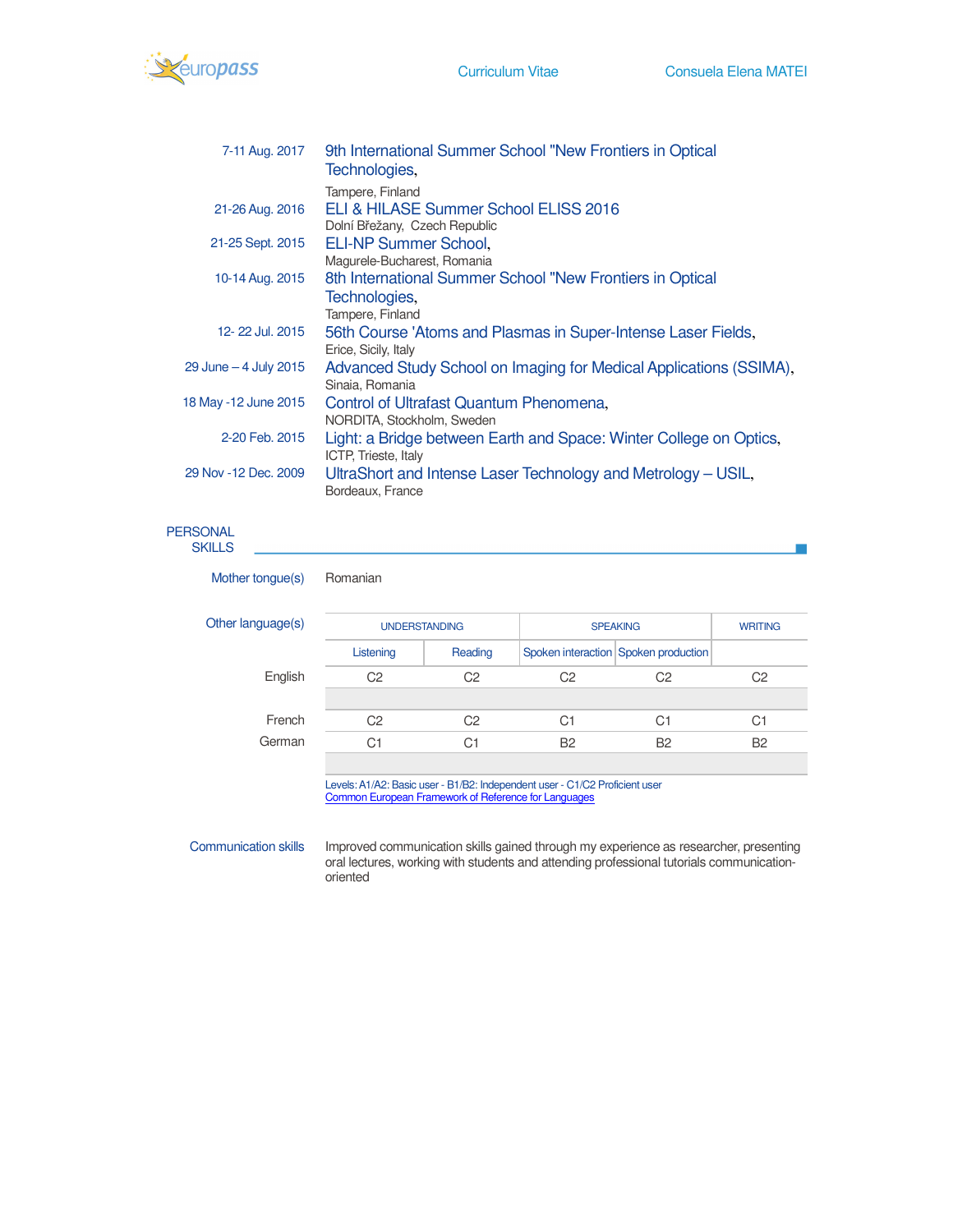7-11 Aug. 2017 — **9th International Summer School "New Frontiers in Optical Technologies,**
Tampere, Finland

21-26 Aug. 2016 — **ELI & HILASE Summer School ELISS 2016**
Dolní Břežany, Czech Republic

21-25 Sept. 2015 — **ELI-NP Summer School,**
Magurele-Bucharest, Romania

10-14 Aug. 2015 — **8th International Summer School "New Frontiers in Optical Technologies,**
Tampere, Finland

12- 22 Jul. 2015 — **56th Course 'Atoms and Plasmas in Super-Intense Laser Fields,**
Erice, Sicily, Italy

29 June – 4 July 2015 — **Advanced Study School on Imaging for Medical Applications (SSIMA),**
Sinaia, Romania

18 May -12 June 2015 — **Control of Ultrafast Quantum Phenomena,**
NORDITA, Stockholm, Sweden

2-20 Feb. 2015 — **Light: a Bridge between Earth and Space: Winter College on Optics,**
ICTP, Trieste, Italy

29 Nov -12 Dec. 2009 — **UltraShort and Intense Laser Technology and Metrology – USIL,**
Bordeaux, France

## PERSONAL SKILLS

**Mother tongue(s)** Romanian

**Other language(s)**

| | UNDERSTANDING | | SPEAKING | | WRITING |
|---|---|---|---|---|---|
| | Listening | Reading | Spoken interaction | Spoken production | |
| English | C2 | C2 | C2 | C2 | C2 |
| French | C2 | C2 | C1 | C1 | C1 |
| German | C1 | C1 | B2 | B2 | B2 |

Levels: A1/A2: Basic user - B1/B2: Independent user - C1/C2 Proficient user
Common European Framework of Reference for Languages

**Communication skills** Improved communication skills gained through my experience as researcher, presenting oral lectures, working with students and attending professional tutorials communication-oriented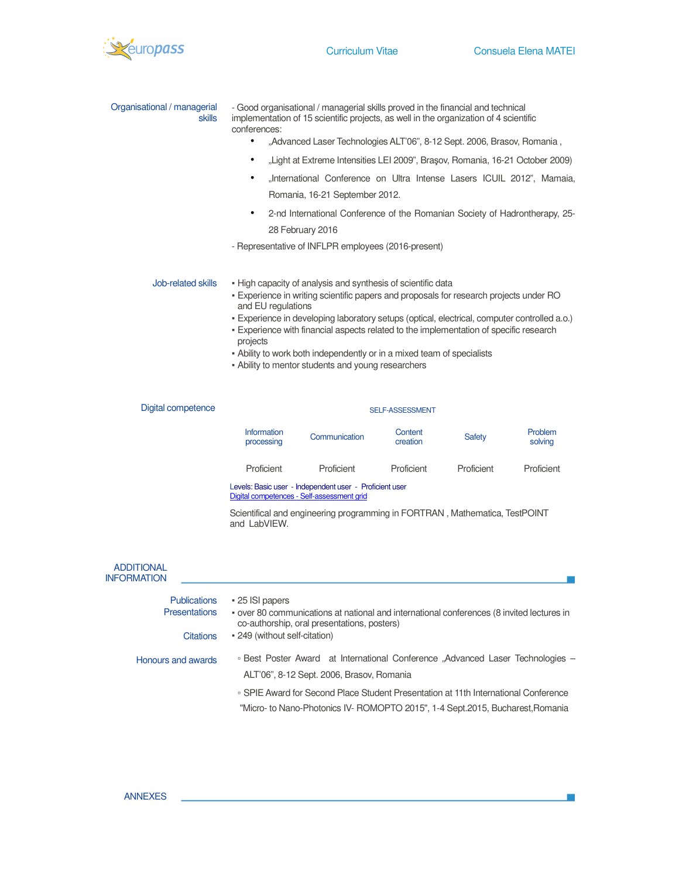### Organisational / managerial skills

- Good organisational / managerial skills proved in the financial and technical implementation of 15 scientific projects, as well in the organization of 4 scientific conferences:

  - „Advanced Laser Technologies ALT'06", 8-12 Sept. 2006, Brasov, Romania ,
  - „Light at Extreme Intensities LEI 2009", Braşov, Romania, 16-21 October 2009)
  - „International Conference on Ultra Intense Lasers ICUIL 2012", Mamaia, Romania, 16-21 September 2012.
  - 2-nd International Conference of the Romanian Society of Hadrontherapy, 25-28 February 2016

- Representative of INFLPR employees (2016-present)

### Job-related skills

- High capacity of analysis and synthesis of scientific data
- Experience in writing scientific papers and proposals for research projects under RO and EU regulations
- Experience in developing laboratory setups (optical, electrical, computer controlled a.o.)
- Experience with financial aspects related to the implementation of specific research projects
- Ability to work both independently or in a mixed team of specialists
- Ability to mentor students and young researchers

### Digital competence

SELF-ASSESSMENT

| Information processing | Communication | Content creation | Safety | Problem solving |
|---|---|---|---|---|
| Proficient | Proficient | Proficient | Proficient | Proficient |

Levels: Basic user - Independent user - Proficient user
Digital competences - Self-assessment grid

Scientifical and engineering programming in FORTRAN , Mathematica, TestPOINT and LabVIEW.

## ADDITIONAL INFORMATION

**Publications**
- 25 ISI papers

**Presentations**
- over 80 communications at national and international conferences (8 invited lectures in co-authorship, oral presentations, posters)

**Citations**
- 249 (without self-citation)

**Honours and awards**
- Best Poster Award at International Conference „Advanced Laser Technologies – ALT'06", 8-12 Sept. 2006, Brasov, Romania
- SPIE Award for Second Place Student Presentation at 11th International Conference "Micro- to Nano-Photonics IV- ROMOPTO 2015", 1-4 Sept.2015, Bucharest,Romania

## ANNEXES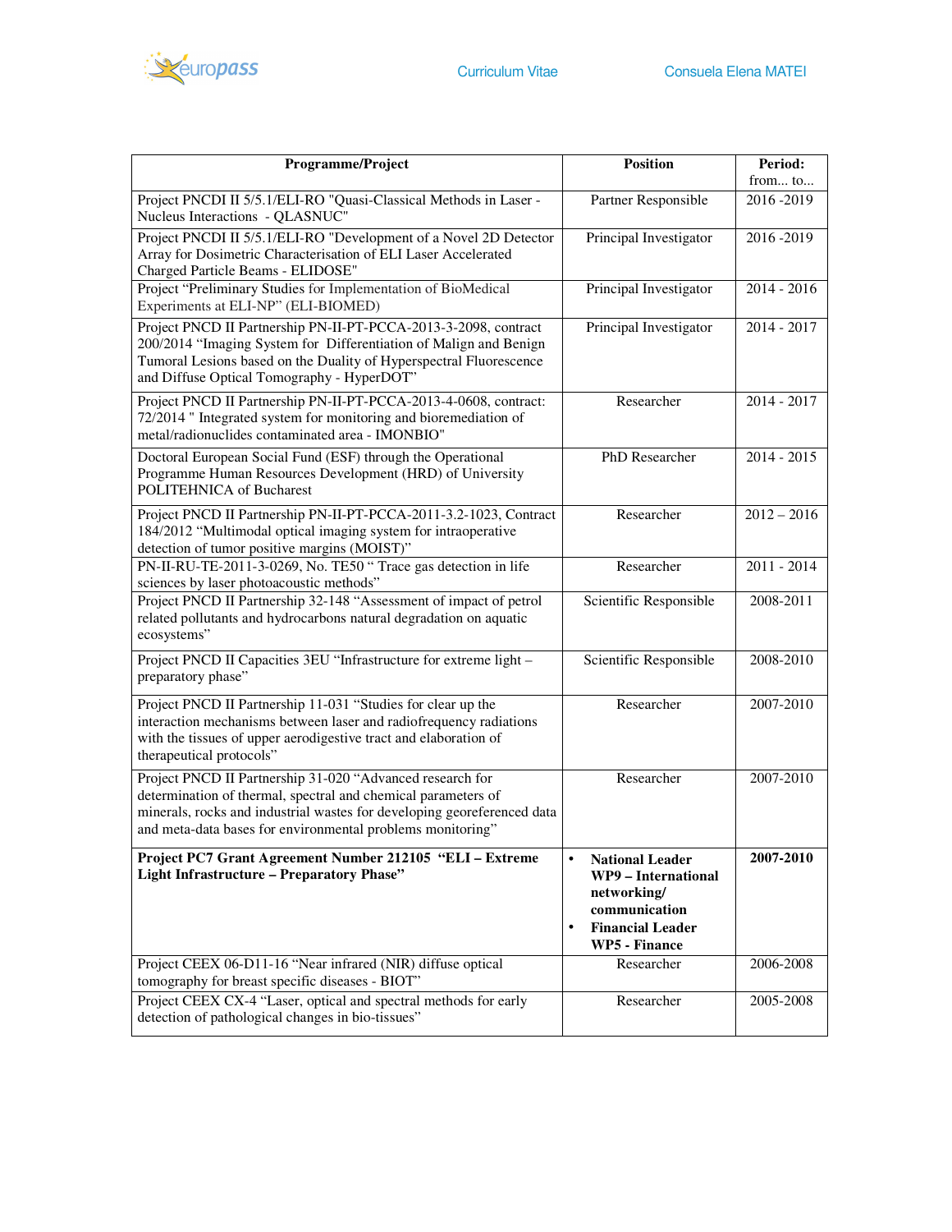| Programme/Project | Position | Period: from... to... |
|---|---|---|
| Project PNCDI II 5/5.1/ELI-RO "Quasi-Classical Methods in Laser - Nucleus Interactions - QLASNUC" | Partner Responsible | 2016 -2019 |
| Project PNCDI II 5/5.1/ELI-RO "Development of a Novel 2D Detector Array for Dosimetric Characterisation of ELI Laser Accelerated Charged Particle Beams - ELIDOSE" | Principal Investigator | 2016 -2019 |
| Project "Preliminary Studies for Implementation of BioMedical Experiments at ELI-NP" (ELI-BIOMED) | Principal Investigator | 2014 - 2016 |
| Project PNCD II Partnership PN-II-PT-PCCA-2013-3-2098, contract 200/2014 "Imaging System for Differentiation of Malign and Benign Tumoral Lesions based on the Duality of Hyperspectral Fluorescence and Diffuse Optical Tomography - HyperDOT" | Principal Investigator | 2014 - 2017 |
| Project PNCD II Partnership PN-II-PT-PCCA-2013-4-0608, contract: 72/2014 " Integrated system for monitoring and bioremediation of metal/radionuclides contaminated area - IMONBIO" | Researcher | 2014 - 2017 |
| Doctoral European Social Fund (ESF) through the Operational Programme Human Resources Development (HRD) of University POLITEHNICA of Bucharest | PhD Researcher | 2014 - 2015 |
| Project PNCD II Partnership PN-II-PT-PCCA-2011-3.2-1023, Contract 184/2012 "Multimodal optical imaging system for intraoperative detection of tumor positive margins (MOIST)" | Researcher | 2012 – 2016 |
| PN-II-RU-TE-2011-3-0269, No. TE50 " Trace gas detection in life sciences by laser photoacoustic methods" | Researcher | 2011 - 2014 |
| Project PNCD II Partnership 32-148 "Assessment of impact of petrol related pollutants and hydrocarbons natural degradation on aquatic ecosystems" | Scientific Responsible | 2008-2011 |
| Project PNCD II Capacities 3EU "Infrastructure for extreme light – preparatory phase" | Scientific Responsible | 2008-2010 |
| Project PNCD II Partnership 11-031 "Studies for clear up the interaction mechanisms between laser and radiofrequency radiations with the tissues of upper aerodigestive tract and elaboration of therapeutical protocols" | Researcher | 2007-2010 |
| Project PNCD II Partnership 31-020 "Advanced research for determination of thermal, spectral and chemical parameters of minerals, rocks and industrial wastes for developing georeferenced data and meta-data bases for environmental problems monitoring" | Researcher | 2007-2010 |
| **Project PC7 Grant Agreement Number 212105 "ELI – Extreme Light Infrastructure – Preparatory Phase"** | • **National Leader WP9 – International networking/ communication** • **Financial Leader WP5 - Finance** | **2007-2010** |
| Project CEEX 06-D11-16 "Near infrared (NIR) diffuse optical tomography for breast specific diseases - BIOT" | Researcher | 2006-2008 |
| Project CEEX CX-4 "Laser, optical and spectral methods for early detection of pathological changes in bio-tissues" | Researcher | 2005-2008 |